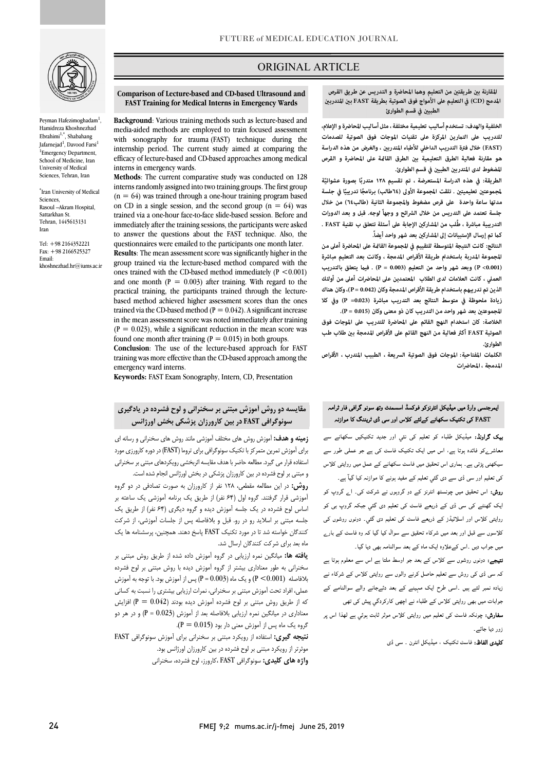# ORIGINAL ARTICLE

## Comparison of Lecture-based and CD-based Ultrasound and FAST Training for Medical Interns in Emergency Wards

Peyman Hafezimoghadam[1], Hamidreza Khoshnezhad Ebrahimi[1,*], Shabahang Jafarnejad[1], Davood Farsi[1]

[1]Emergency Department, School of Medicine, Iran University of Medical Sciences, Tehran, Iran

[*]Iran University of Medical Sciences, Rasoul –Akram Hospital, Sattarkhan St. Tehran, 1445613131 Iran

Tel: +98 2164352221
Fax: +98 2166525327
Email: khoshnezhad.hr@iums.ac.ir

**Background**: Various training methods such as lecture-based and media-aided methods are employed to train focused assessment with sonography for trauma (FAST) technique during the internship period. The current study aimed at comparing the efficacy of lecture-based and CD-based approaches among medical interns in emergency wards.

**Methods**: The current comparative study was conducted on 128 interns randomly assigned into two training groups. The first group (n = 64) was trained through a one-hour training program based on CD in a single session, and the second group (n = 64) was trained via a one-hour face-to-face slide-based session. Before and immediately after the training sessions, the participants were asked to answer the questions about the FAST technique. Also, the questionnaires were emailed to the participants one month later.

**Results**: The mean assessment score was significantly higher in the group trained via the lecture-based method compared with the ones trained with the CD-based method immediately ($P < 0.001$) and one month ($P = 0.003$) after training. With regard to the practical training, the participants trained through the lecture-based method achieved higher assessment scores than the ones trained via the CD-based method ($P = 0.042$). A significant increase in the mean assessment score was noted immediately after training ($P = 0.023$), while a significant reduction in the mean score was found one month after training ($P = 0.015$) in both groups.

**Conclusion**: The use of the lecture-based approach for FAST training was more effective than the CD-based approach among the emergency ward interns.

**Keywords:** FAST Exam Sonography, Intern, CD, Presentation

## المقارنة بين طريقتين من التعليم وهما المحاضرة و التدريس عن طريق القرص المدمج (CD) في التعليم على الأمواج فوق الصوتية بطريقة FAST بين المتدربين الطبيين في قسم الطوارئ

**الخلفية والهدف:** تستخدم أساليب تعليمية مختلفة ، مثل أساليب المحاضرة و الإعلام، للتدريب على التمارين المركزة على تقنيات الموجات فوق الصوتية للصدمات (FAST) خلال فترة التدريب الداخلي للأطباء المتدربين ، والغرض من هذه الدراسة هو مقارنة فعالية الطرق التعليمية بين الطرق القائمة على المحاضرة و القرص المضغوط لدى المتدربين الطبيين في قسم الطوارئ.

**الطريقة:** في هذه الدراسة المستعرضة ، تم تقسيم ١٢٨ متدربًا بصورة عشوائيّة لمجموعتين تعليميتين . تلقت المجموعة الأولى (٦٤طالب) برنامجًا تدريبيًا في جلسة مدتها ساعة واحدة على قرص مضغوط والمجموعة الثانية (طالب٦٤) من خلال جلسة تعتمد على التدريس من خلال الشرائح و وجهاً لوجه. قبل و بعد الدورات التدريبية مباشرة ، طُلب من المشاركين الإجابة على أسئلة تتعلق ب تقنية FAST . كما تم إرسال الإستبيانات إلى المشاركين بعد شهر واحد أيضاً.

**النتائج:** كانت النتيجة المتوسطة للتقييم في المجموعة القائمة على المحاضرة أعلى من المجموعة المدربة باستخدام طريقة الأقراص المدمجة ، وكانت بعد التعليم مباشرة (P <0.001) وبعد شهر واحد من التعليم (P = 0.003) . فيما يتعلق بالتدريب العملي ، كانت العلامات لدى الطلاب المعتمدين على المحاضرات أعلى من أولئك الذين تم تدريبهم باستخدام طريقة الأقراص المدمجة وكان (P = 0.042)، وكان هناك زيادة ملحوظة في متوسط النتائج بعد التدريب مباشرة (P =0.023) وفي كلا المجموعتين بعد شهر واحد من التدريب كان ذو معنى وكان (P = 0.015).

**الخلاصة:** كان استخدام النهج القائم على المحاضرة للتدريب على الموجات فوق الصوتية FAST أكثر فعالية من النهج القائم على الأقراص المدمجة بين طلاب طب الطوارئ.

**الكلمات المفتاحية:** الموجات فوق الصوتية السريعة ، الطبيب المتدرب ، الأقراص المدمجة ، المحاضرات

## مقایسه دو روش آموزش مبتنی بر سخنرانی و لوح فشرده در یادگیری سونوگرافی FAST در بین کارورزان پزشکی بخش اورژانس

**زمینه و هدف:** آموزش روش های مختلف آموزشی مانند روش های سخنرانی و رسانه ای برای آموزش تمرین متمرکز با تکنیک سونوگرافی برای تروما (FAST) در دوره کارورزی مورد استفاده قرار می گیرد. مطالعه حاضر با هدف مقایسه اثربخشی رویکردهای مبتنی بر سخنرانی و مبتنی بر لوح فشرده در بین کارورزان پزشکی در بخش اورژانس انجام شده است.

**روش:** در این مطالعه مقطعی، ۱۲۸ نفر از کارورزان به صورت تصادفی در دو گروه آموزشی قرار گرفتند. گروه اول (۶۴ نفر) از طریق یک برنامه آموزشی یک ساعته بر اساس لوح فشرده در یک جلسه آموزش دیده و گروه دیگری (۶۴ نفر) از طریق یک جلسه مبتنی بر اسلاید رو در رو. قبل و بلافاصله پس از جلسات آموزشی، از شرکت کنندگان خواسته شد تا در مورد تکنیک FAST پاسخ دهند. همچنین، پرسشنامه ها یک ماه بعد برای شرکت کنندگان ارسال شد.

**یافته ها:** میانگین نمره ارزیابی در گروه آموزش داده شده از طریق روش مبتنی بر سخنرانی به طور معناداری بیشتر از گروه آموزش دیده با روش مبتنی بر لوح فشرده بلافاصله ($P < 0.001$) و یک ماه ($P = 0.003$) پس از آموزش بود. با توجه به آموزش عملی، افراد تحت آموزش مبتنی بر سخنرانی، نمرات ارزیابی بیشتری را نسبت به کسانی که از طریق روش مبتنی بر لوح فشرده آموزش دیده بودند ($P = 0.042$) افزایش معناداری در میانگین نمره ارزیابی بلافاصله بعد از آموزش ($P = 0.023$) و در هر دو گروه یک ماه پس از آموزش معنی دار بود ($P = 0.015$).

**نتیجه گیری:** استفاده از رویکرد مبتنی بر سخنرانی برای آموزش سونوگرافی FAST موثرتر از رویکرد مبتنی بر لوح فشرده در بین کارورزان اورژانس بود.

**واژه های کلیدی:** سونوگرافی FAST ،کارورز، لوح فشرده، سخنرانی

## ایمرجنسی وارڈ میں میڈیکل انٹرنزکو فوکسڈ اسسمنٹ وتھ سونو گرافی فار ٹرامہ FAST کی تکنیک سکھانے کےلئے کلاس اور سی ڈی ٹریننگ کا موازنہ

**بیک گراونڈ:** میڈیکل طلباء کو تعلیم کی نئي اور جدید تکنیکیں سکھانے سے معاشرےکو فائدہ ہوتا ہے، اس میں ایک تکنیک فاسٹ کی ہے جو عملی طور سے سیکھنی پڑتی ہے۔ ہماری اس تحقیق میں فاسٹ سکھانے کے عمل میں روایتی کلاس کی تعلیم اور سی ڈی سے دی گئي تعلیم کے مفید ہونے کا موازنہ کیا گیا ہے۔

**روش:** اس تحقیق میں چونسٹھ انٹرنز کے دو گروہوں نے شرکت کی۔ اے گروپ کو ایک گھنٹے کی سی ڈی کے ذریعے فاسٹ کی تعلیم دی گئي جبکہ گروپ بی کو روایتی کلاس اور اسلائيڈز کے ذریعے فاسٹ کی تعلیم دی گئي۔ دونوں روشوں کی کلاسوں سے قبل اور بعد میں شرکاء تحقیق سے سوال کیا گيا کہ وہ فاسٹ کے بارے میں جواب دیں ۔اس کےعلاوہ ایک ماہ کے بعد سوالنامہ بھی دیا گيا۔

**نتیجے:** دونوں روشوں سے کلاس کے بعد جو اوسط ملتا ہے اس سے معلوم ہوتا ہے کہ سی ڈی کی روش سے تعلیم حاصل کرنے والوں سے روایتی کلاس کے شرکاء نے زیادہ نمبر لئے ہیں ۔اسی طرح ایک مہینے کے بعد دئےجانے والے سوالنامے کے جوابات میں بھی روایتی کلاس کے طلباء نے اچھی کارکردگي پیش کی تھی

**سفارش:** چونکہ فاسٹ کی تعلیم میں روایتی کلاس موثر ثابت ہوئي ہے لھذا اس پر زور دیا جائے۔

**کلیدی الفاظ:** فاسٹ تکنیک ، میڈیکل انٹرن ۔ سی ڈی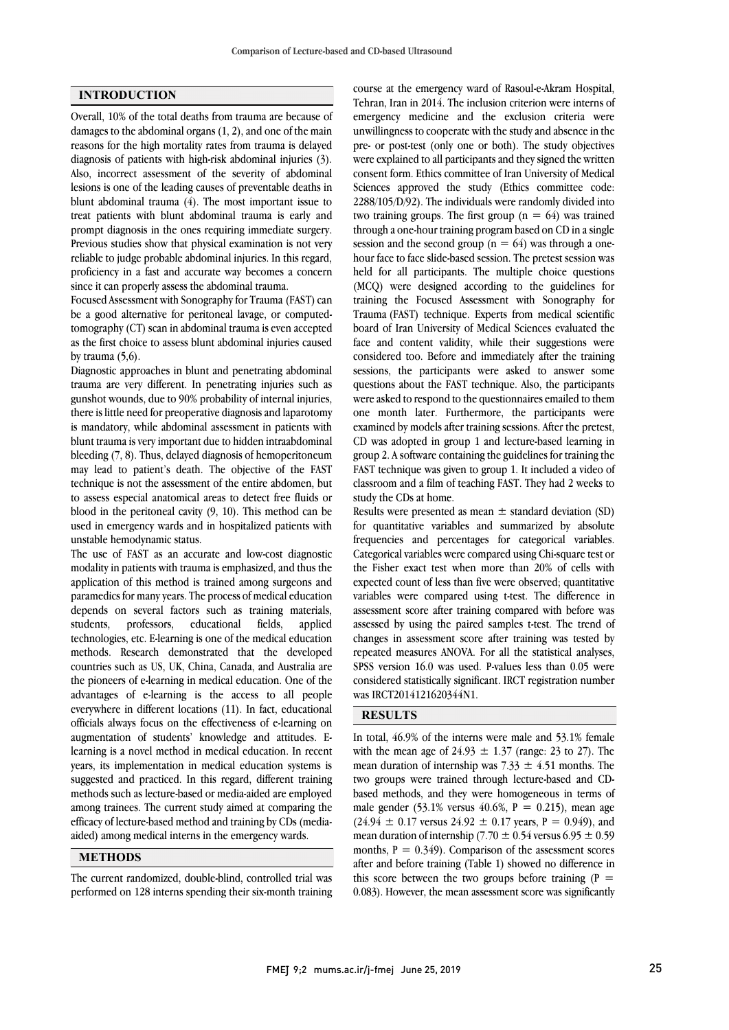## INTRODUCTION

Overall, 10% of the total deaths from trauma are because of damages to the abdominal organs (1, 2), and one of the main reasons for the high mortality rates from trauma is delayed diagnosis of patients with high-risk abdominal injuries (3). Also, incorrect assessment of the severity of abdominal lesions is one of the leading causes of preventable deaths in blunt abdominal trauma (4). The most important issue to treat patients with blunt abdominal trauma is early and prompt diagnosis in the ones requiring immediate surgery. Previous studies show that physical examination is not very reliable to judge probable abdominal injuries. In this regard, proficiency in a fast and accurate way becomes a concern since it can properly assess the abdominal trauma.

Focused Assessment with Sonography for Trauma (FAST) can be a good alternative for peritoneal lavage, or computed-tomography (CT) scan in abdominal trauma is even accepted as the first choice to assess blunt abdominal injuries caused by trauma (5,6).

Diagnostic approaches in blunt and penetrating abdominal trauma are very different. In penetrating injuries such as gunshot wounds, due to 90% probability of internal injuries, there is little need for preoperative diagnosis and laparotomy is mandatory, while abdominal assessment in patients with blunt trauma is very important due to hidden intraabdominal bleeding (7, 8). Thus, delayed diagnosis of hemoperitoneum may lead to patient's death. The objective of the FAST technique is not the assessment of the entire abdomen, but to assess especial anatomical areas to detect free fluids or blood in the peritoneal cavity (9, 10). This method can be used in emergency wards and in hospitalized patients with unstable hemodynamic status.

The use of FAST as an accurate and low-cost diagnostic modality in patients with trauma is emphasized, and thus the application of this method is trained among surgeons and paramedics for many years. The process of medical education depends on several factors such as training materials, students, professors, educational fields, applied technologies, etc. E-learning is one of the medical education methods. Research demonstrated that the developed countries such as US, UK, China, Canada, and Australia are the pioneers of e-learning in medical education. One of the advantages of e-learning is the access to all people everywhere in different locations (11). In fact, educational officials always focus on the effectiveness of e-learning on augmentation of students' knowledge and attitudes. E-learning is a novel method in medical education. In recent years, its implementation in medical education systems is suggested and practiced. In this regard, different training methods such as lecture-based or media-aided are employed among trainees. The current study aimed at comparing the efficacy of lecture-based method and training by CDs (media-aided) among medical interns in the emergency wards.

## METHODS

The current randomized, double-blind, controlled trial was performed on 128 interns spending their six-month training course at the emergency ward of Rasoul-e-Akram Hospital, Tehran, Iran in 2014. The inclusion criterion were interns of emergency medicine and the exclusion criteria were unwillingness to cooperate with the study and absence in the pre- or post-test (only one or both). The study objectives were explained to all participants and they signed the written consent form. Ethics committee of Iran University of Medical Sciences approved the study (Ethics committee code: 2288/105/D/92). The individuals were randomly divided into two training groups. The first group (n = 64) was trained through a one-hour training program based on CD in a single session and the second group (n = 64) was through a one-hour face to face slide-based session. The pretest session was held for all participants. The multiple choice questions (MCQ) were designed according to the guidelines for training the Focused Assessment with Sonography for Trauma (FAST) technique. Experts from medical scientific board of Iran University of Medical Sciences evaluated the face and content validity, while their suggestions were considered too. Before and immediately after the training sessions, the participants were asked to answer some questions about the FAST technique. Also, the participants were asked to respond to the questionnaires emailed to them one month later. Furthermore, the participants were examined by models after training sessions. After the pretest, CD was adopted in group 1 and lecture-based learning in group 2. A software containing the guidelines for training the FAST technique was given to group 1. It included a video of classroom and a film of teaching FAST. They had 2 weeks to study the CDs at home.

Results were presented as mean ± standard deviation (SD) for quantitative variables and summarized by absolute frequencies and percentages for categorical variables. Categorical variables were compared using Chi-square test or the Fisher exact test when more than 20% of cells with expected count of less than five were observed; quantitative variables were compared using t-test. The difference in assessment score after training compared with before was assessed by using the paired samples t-test. The trend of changes in assessment score after training was tested by repeated measures ANOVA. For all the statistical analyses, SPSS version 16.0 was used. P-values less than 0.05 were considered statistically significant. IRCT registration number was IRCT2014121620344N1.

## RESULTS

In total, 46.9% of the interns were male and 53.1% female with the mean age of 24.93 ± 1.37 (range: 23 to 27). The mean duration of internship was 7.33 ± 4.51 months. The two groups were trained through lecture-based and CD-based methods, and they were homogeneous in terms of male gender (53.1% versus 40.6%, P = 0.215), mean age (24.94 ± 0.17 versus 24.92 ± 0.17 years, P = 0.949), and mean duration of internship (7.70 ± 0.54 versus 6.95 ± 0.59 months, P = 0.349). Comparison of the assessment scores after and before training (Table 1) showed no difference in this score between the two groups before training (P = 0.083). However, the mean assessment score was significantly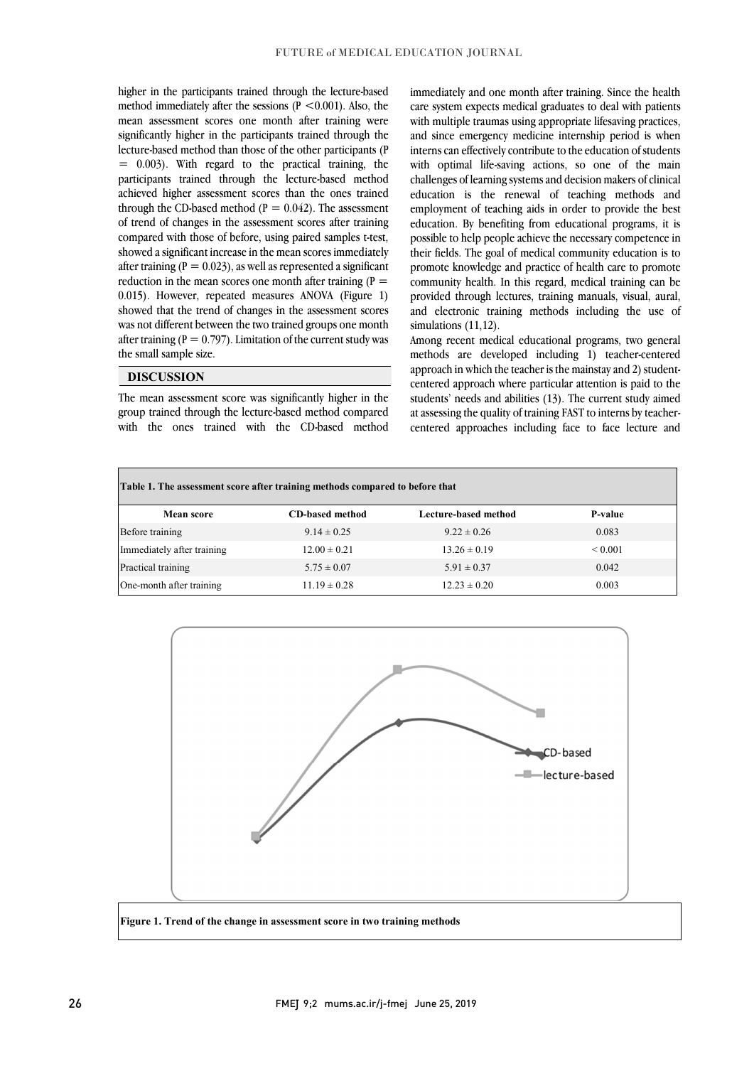higher in the participants trained through the lecture-based method immediately after the sessions ($P < 0.001$). Also, the mean assessment scores one month after training were significantly higher in the participants trained through the lecture-based method than those of the other participants ($P = 0.003$). With regard to the practical training, the participants trained through the lecture-based method achieved higher assessment scores than the ones trained through the CD-based method ($P = 0.042$). The assessment of trend of changes in the assessment scores after training compared with those of before, using paired samples t-test, showed a significant increase in the mean scores immediately after training ($P = 0.023$), as well as represented a significant reduction in the mean scores one month after training ($P = 0.015$). However, repeated measures ANOVA (Figure 1) showed that the trend of changes in the assessment scores was not different between the two trained groups one month after training ($P = 0.797$). Limitation of the current study was the small sample size.

## DISCUSSION

The mean assessment score was significantly higher in the group trained through the lecture-based method compared with the ones trained with the CD-based method immediately and one month after training. Since the health care system expects medical graduates to deal with patients with multiple traumas using appropriate lifesaving practices, and since emergency medicine internship period is when interns can effectively contribute to the education of students with optimal life-saving actions, so one of the main challenges of learning systems and decision makers of clinical education is the renewal of teaching methods and employment of teaching aids in order to provide the best education. By benefiting from educational programs, it is possible to help people achieve the necessary competence in their fields. The goal of medical community education is to promote knowledge and practice of health care to promote community health. In this regard, medical training can be provided through lectures, training manuals, visual, aural, and electronic training methods including the use of simulations (11,12).

Among recent medical educational programs, two general methods are developed including 1) teacher-centered approach in which the teacher is the mainstay and 2) student-centered approach where particular attention is paid to the students' needs and abilities (13). The current study aimed at assessing the quality of training FAST to interns by teacher-centered approaches including face to face lecture and

**Table 1. The assessment score after training methods compared to before that**

| Mean score | CD-based method | Lecture-based method | P-value |
|---|---|---|---|
| Before training | 9.14 ± 0.25 | 9.22 ± 0.26 | 0.083 |
| Immediately after training | 12.00 ± 0.21 | 13.26 ± 0.19 | < 0.001 |
| Practical training | 5.75 ± 0.07 | 5.91 ± 0.37 | 0.042 |
| One-month after training | 11.19 ± 0.28 | 12.23 ± 0.20 | 0.003 |

**Figure 1. Trend of the change in assessment score in two training methods**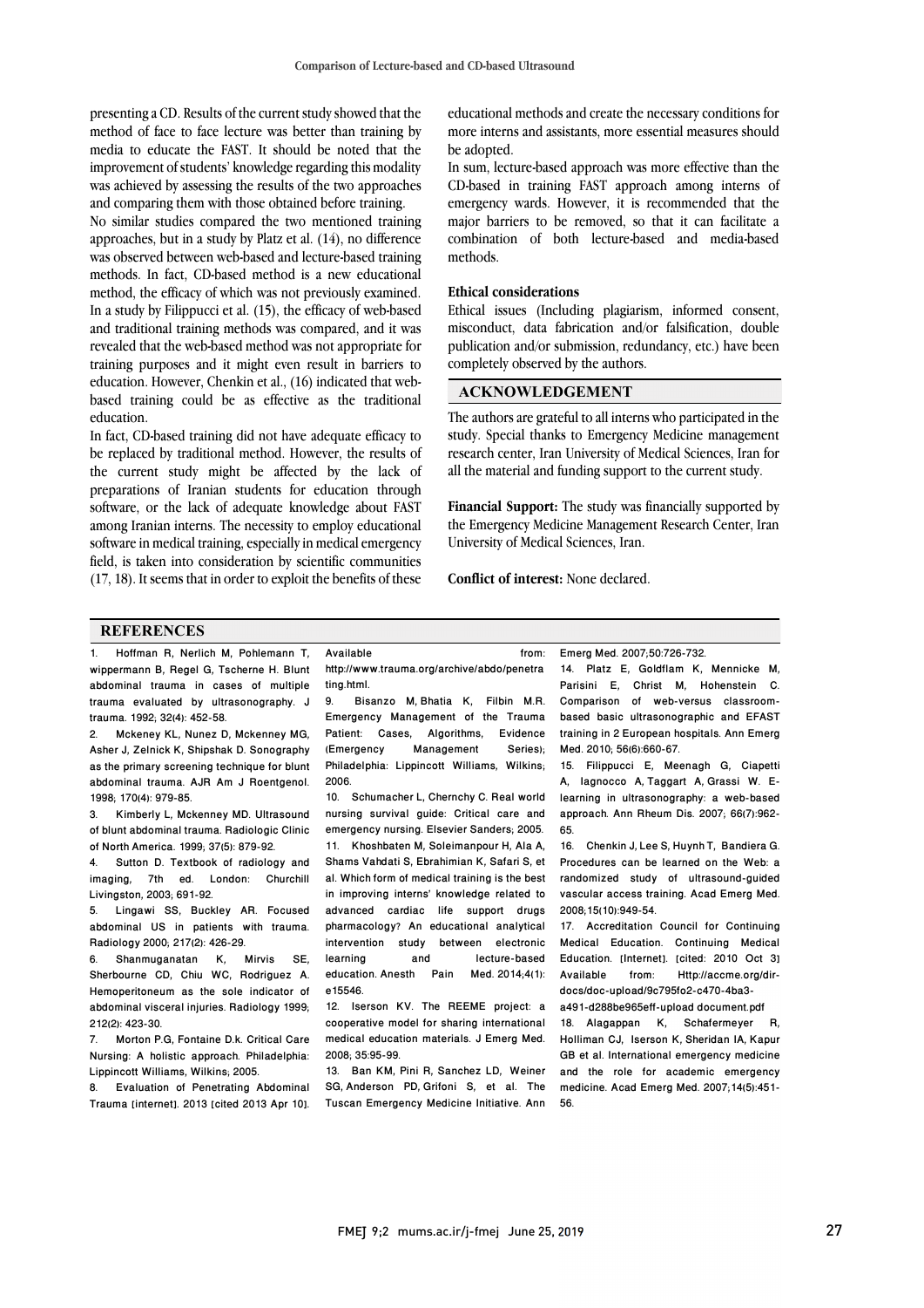presenting a CD. Results of the current study showed that the method of face to face lecture was better than training by media to educate the FAST. It should be noted that the improvement of students' knowledge regarding this modality was achieved by assessing the results of the two approaches and comparing them with those obtained before training.

No similar studies compared the two mentioned training approaches, but in a study by Platz et al. (14), no difference was observed between web-based and lecture-based training methods. In fact, CD-based method is a new educational method, the efficacy of which was not previously examined. In a study by Filippucci et al. (15), the efficacy of web-based and traditional training methods was compared, and it was revealed that the web-based method was not appropriate for training purposes and it might even result in barriers to education. However, Chenkin et al., (16) indicated that web-based training could be as effective as the traditional education.

In fact, CD-based training did not have adequate efficacy to be replaced by traditional method. However, the results of the current study might be affected by the lack of preparations of Iranian students for education through software, or the lack of adequate knowledge about FAST among Iranian interns. The necessity to employ educational software in medical training, especially in medical emergency field, is taken into consideration by scientific communities (17, 18). It seems that in order to exploit the benefits of these educational methods and create the necessary conditions for more interns and assistants, more essential measures should be adopted.

In sum, lecture-based approach was more effective than the CD-based in training FAST approach among interns of emergency wards. However, it is recommended that the major barriers to be removed, so that it can facilitate a combination of both lecture-based and media-based methods.

### Ethical considerations

Ethical issues (Including plagiarism, informed consent, misconduct, data fabrication and/or falsification, double publication and/or submission, redundancy, etc.) have been completely observed by the authors.

## ACKNOWLEDGEMENT

The authors are grateful to all interns who participated in the study. Special thanks to Emergency Medicine management research center, Iran University of Medical Sciences, Iran for all the material and funding support to the current study.

**Financial Support:** The study was financially supported by the Emergency Medicine Management Research Center, Iran University of Medical Sciences, Iran.

**Conflict of interest:** None declared.

## REFERENCES

1. Hoffman R, Nerlich M, Pohlemann T, wippermann B, Regel G, Tscherne H. Blunt abdominal trauma in cases of multiple trauma evaluated by ultrasonography. J trauma. 1992; 32(4): 452-58.
2. Mckeney KL, Nunez D, Mckenney MG, Asher J, Zelnick K, Shipshak D. Sonography as the primary screening technique for blunt abdominal trauma. AJR Am J Roentgenol. 1998; 170(4): 979-85.
3. Kimberly L, Mckenney MD. Ultrasound of blunt abdominal trauma. Radiologic Clinic of North America. 1999; 37(5): 879-92.
4. Sutton D. Textbook of radiology and imaging, 7th ed. London: Churchill Livingston, 2003; 691-92.
5. Lingawi SS, Buckley AR. Focused abdominal US in patients with trauma. Radiology 2000; 217(2): 426-29.
6. Shanmuganatan K, Mirvis SE, Sherbourne CD, Chiu WC, Rodriguez A. Hemoperitoneum as the sole indicator of abdominal visceral injuries. Radiology 1999; 212(2): 423-30.
7. Morton P.G, Fontaine D.k. Critical Care Nursing: A holistic approach. Philadelphia: Lippincott Williams, Wilkins; 2005.
8. Evaluation of Penetrating Abdominal Trauma [internet]. 2013 [cited 2013 Apr 10]. Available from: http://www.trauma.org/archive/abdo/penetrating.html.
9. Bisanzo M, Bhatia K, Filbin M.R. Emergency Management of the Trauma Patient: Cases, Algorithms, Evidence (Emergency Management Series); Philadelphia: Lippincott Williams, Wilkins; 2006.
10. Schumacher L, Chernchy C. Real world nursing survival guide: Critical care and emergency nursing. Elsevier Sanders; 2005.
11. Khoshbaten M, Soleimanpour H, Ala A, Shams Vahdati S, Ebrahimian K, Safari S, et al. Which form of medical training is the best in improving interns' knowledge related to advanced cardiac life support drugs pharmacology? An educational analytical intervention study between electronic learning and lecture-based education. Anesth Pain Med. 2014;4(1): e15546.
12. Iserson KV. The REEME project: a cooperative model for sharing international medical education materials. J Emerg Med. 2008; 35:95-99.
13. Ban KM, Pini R, Sanchez LD, Weiner SG, Anderson PD, Grifoni S, et al. The Tuscan Emergency Medicine Initiative. Ann Emerg Med. 2007;50:726-732.
14. Platz E, Goldflam K, Mennicke M, Parisini E, Christ M, Hohenstein C. Comparison of web-versus classroom-based basic ultrasonographic and EFAST training in 2 European hospitals. Ann Emerg Med. 2010; 56(6):660-67.
15. Filippucci E, Meenagh G, Ciapetti A, Iagnocco A, Taggart A, Grassi W. E-learning in ultrasonography: a web-based approach. Ann Rheum Dis. 2007; 66(7):962-65.
16. Chenkin J, Lee S, Huynh T, Bandiera G. Procedures can be learned on the Web: a randomized study of ultrasound-guided vascular access training. Acad Emerg Med. 2008;15(10):949-54.
17. Accreditation Council for Continuing Medical Education. Continuing Medical Education. [Internet]. [cited: 2010 Oct 3] Available from: Http://accme.org/dir-docs/doc-upload/9c795fo2-c470-4ba3-a491-d288be965eff-upload document.pdf
18. Alagappan K, Schafermeyer R, Holliman CJ, Iserson K, Sheridan IA, Kapur GB et al. International emergency medicine and the role for academic emergency medicine. Acad Emerg Med. 2007;14(5):451-56.